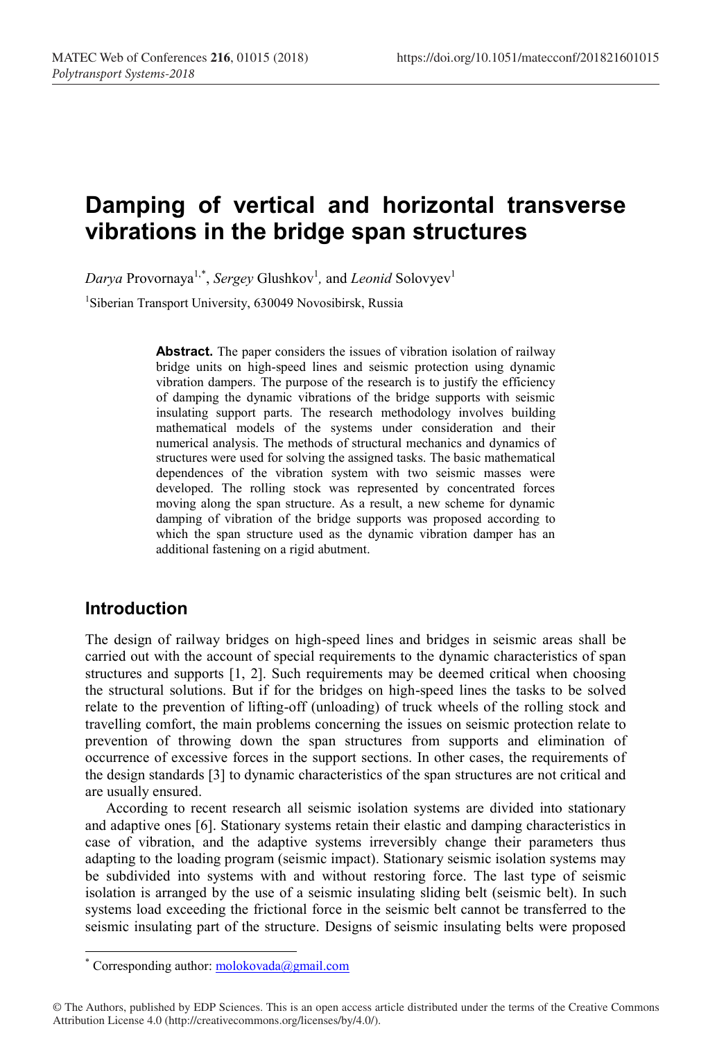# Damping of vertical and horizontal transverse vibrations in the bridge span structures

*Darya* Provornaya[1,*], *Sergey* Glushkov[1], and *Leonid* Solovyev[1]

[1]Siberian Transport University, 630049 Novosibirsk, Russia

**Abstract.** The paper considers the issues of vibration isolation of railway bridge units on high-speed lines and seismic protection using dynamic vibration dampers. The purpose of the research is to justify the efficiency of damping the dynamic vibrations of the bridge supports with seismic insulating support parts. The research methodology involves building mathematical models of the systems under consideration and their numerical analysis. The methods of structural mechanics and dynamics of structures were used for solving the assigned tasks. The basic mathematical dependences of the vibration system with two seismic masses were developed. The rolling stock was represented by concentrated forces moving along the span structure. As a result, a new scheme for dynamic damping of vibration of the bridge supports was proposed according to which the span structure used as the dynamic vibration damper has an additional fastening on a rigid abutment.

## Introduction

The design of railway bridges on high-speed lines and bridges in seismic areas shall be carried out with the account of special requirements to the dynamic characteristics of span structures and supports [1, 2]. Such requirements may be deemed critical when choosing the structural solutions. But if for the bridges on high-speed lines the tasks to be solved relate to the prevention of lifting-off (unloading) of truck wheels of the rolling stock and travelling comfort, the main problems concerning the issues on seismic protection relate to prevention of throwing down the span structures from supports and elimination of occurrence of excessive forces in the support sections. In other cases, the requirements of the design standards [3] to dynamic characteristics of the span structures are not critical and are usually ensured.

According to recent research all seismic isolation systems are divided into stationary and adaptive ones [6]. Stationary systems retain their elastic and damping characteristics in case of vibration, and the adaptive systems irreversibly change their parameters thus adapting to the loading program (seismic impact). Stationary seismic isolation systems may be subdivided into systems with and without restoring force. The last type of seismic isolation is arranged by the use of a seismic insulating sliding belt (seismic belt). In such systems load exceeding the frictional force in the seismic belt cannot be transferred to the seismic insulating part of the structure. Designs of seismic insulating belts were proposed

---

* Corresponding author: molokovada@gmail.com

© The Authors, published by EDP Sciences. This is an open access article distributed under the terms of the Creative Commons Attribution License 4.0 (http://creativecommons.org/licenses/by/4.0/).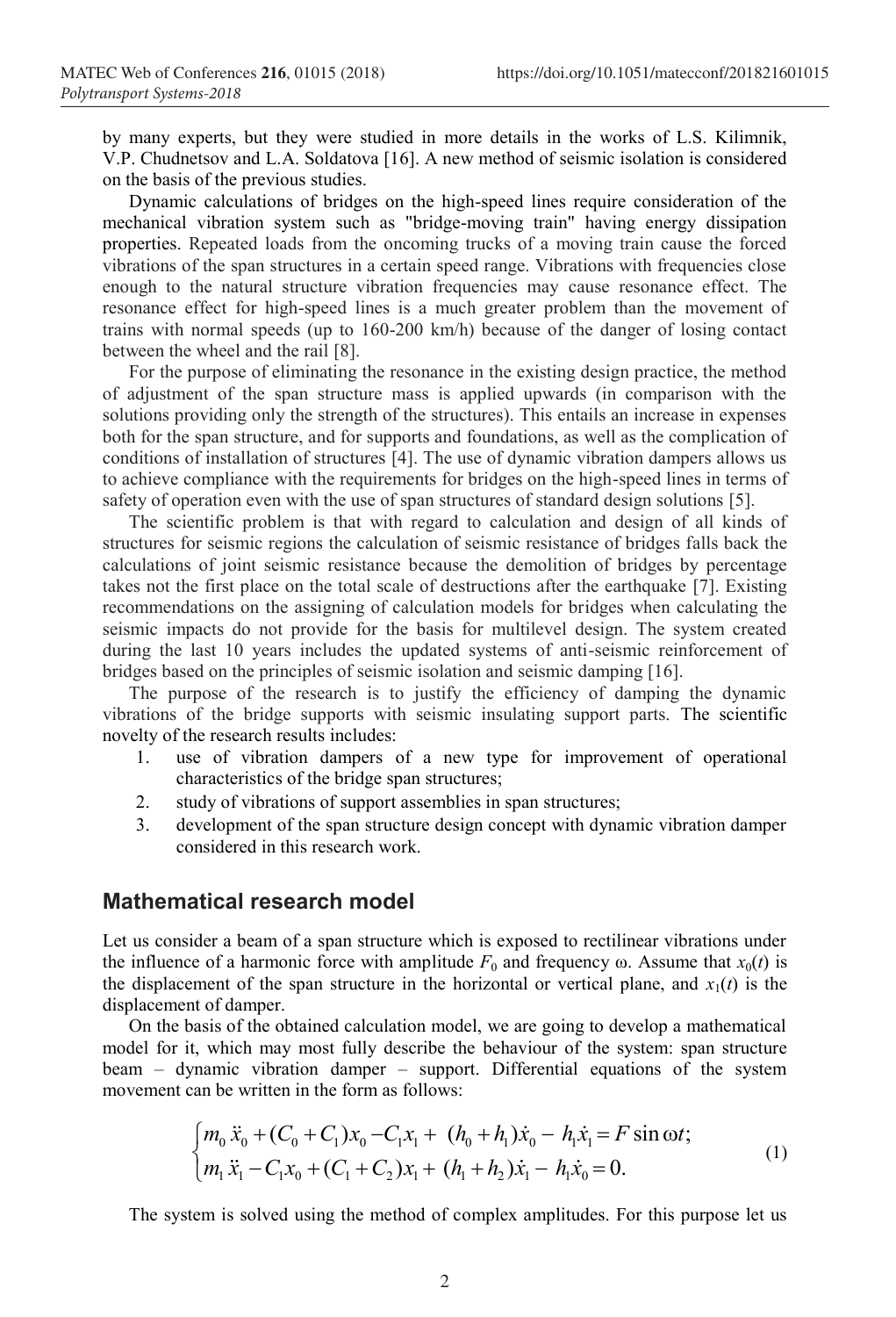by many experts, but they were studied in more details in the works of L.S. Kilimnik, V.P. Chudnetsov and L.A. Soldatova [16]. A new method of seismic isolation is considered on the basis of the previous studies.

Dynamic calculations of bridges on the high-speed lines require consideration of the mechanical vibration system such as "bridge-moving train" having energy dissipation properties. Repeated loads from the oncoming trucks of a moving train cause the forced vibrations of the span structures in a certain speed range. Vibrations with frequencies close enough to the natural structure vibration frequencies may cause resonance effect. The resonance effect for high-speed lines is a much greater problem than the movement of trains with normal speeds (up to 160-200 km/h) because of the danger of losing contact between the wheel and the rail [8].

For the purpose of eliminating the resonance in the existing design practice, the method of adjustment of the span structure mass is applied upwards (in comparison with the solutions providing only the strength of the structures). This entails an increase in expenses both for the span structure, and for supports and foundations, as well as the complication of conditions of installation of structures [4]. The use of dynamic vibration dampers allows us to achieve compliance with the requirements for bridges on the high-speed lines in terms of safety of operation even with the use of span structures of standard design solutions [5].

The scientific problem is that with regard to calculation and design of all kinds of structures for seismic regions the calculation of seismic resistance of bridges falls back the calculations of joint seismic resistance because the demolition of bridges by percentage takes not the first place on the total scale of destructions after the earthquake [7]. Existing recommendations on the assigning of calculation models for bridges when calculating the seismic impacts do not provide for the basis for multilevel design. The system created during the last 10 years includes the updated systems of anti-seismic reinforcement of bridges based on the principles of seismic isolation and seismic damping [16].

The purpose of the research is to justify the efficiency of damping the dynamic vibrations of the bridge supports with seismic insulating support parts. The scientific novelty of the research results includes:

1. use of vibration dampers of a new type for improvement of operational characteristics of the bridge span structures;
2. study of vibrations of support assemblies in span structures;
3. development of the span structure design concept with dynamic vibration damper considered in this research work.

## Mathematical research model

Let us consider a beam of a span structure which is exposed to rectilinear vibrations under the influence of a harmonic force with amplitude $F_0$ and frequency ω. Assume that $x_0(t)$ is the displacement of the span structure in the horizontal or vertical plane, and $x_1(t)$ is the displacement of damper.

On the basis of the obtained calculation model, we are going to develop a mathematical model for it, which may most fully describe the behaviour of the system: span structure beam – dynamic vibration damper – support. Differential equations of the system movement can be written in the form as follows:

$$\begin{cases} m_0\,\ddot{x}_0 + (C_0 + C_1)x_0 - C_1 x_1 + (h_0 + h_1)\dot{x}_0 - h_1\dot{x}_1 = F\sin\omega t; \\ m_1\,\ddot{x}_1 - C_1 x_0 + (C_1 + C_2)x_1 + (h_1 + h_2)\dot{x}_1 - h_1\dot{x}_0 = 0. \end{cases} \tag{1}$$

The system is solved using the method of complex amplitudes. For this purpose let us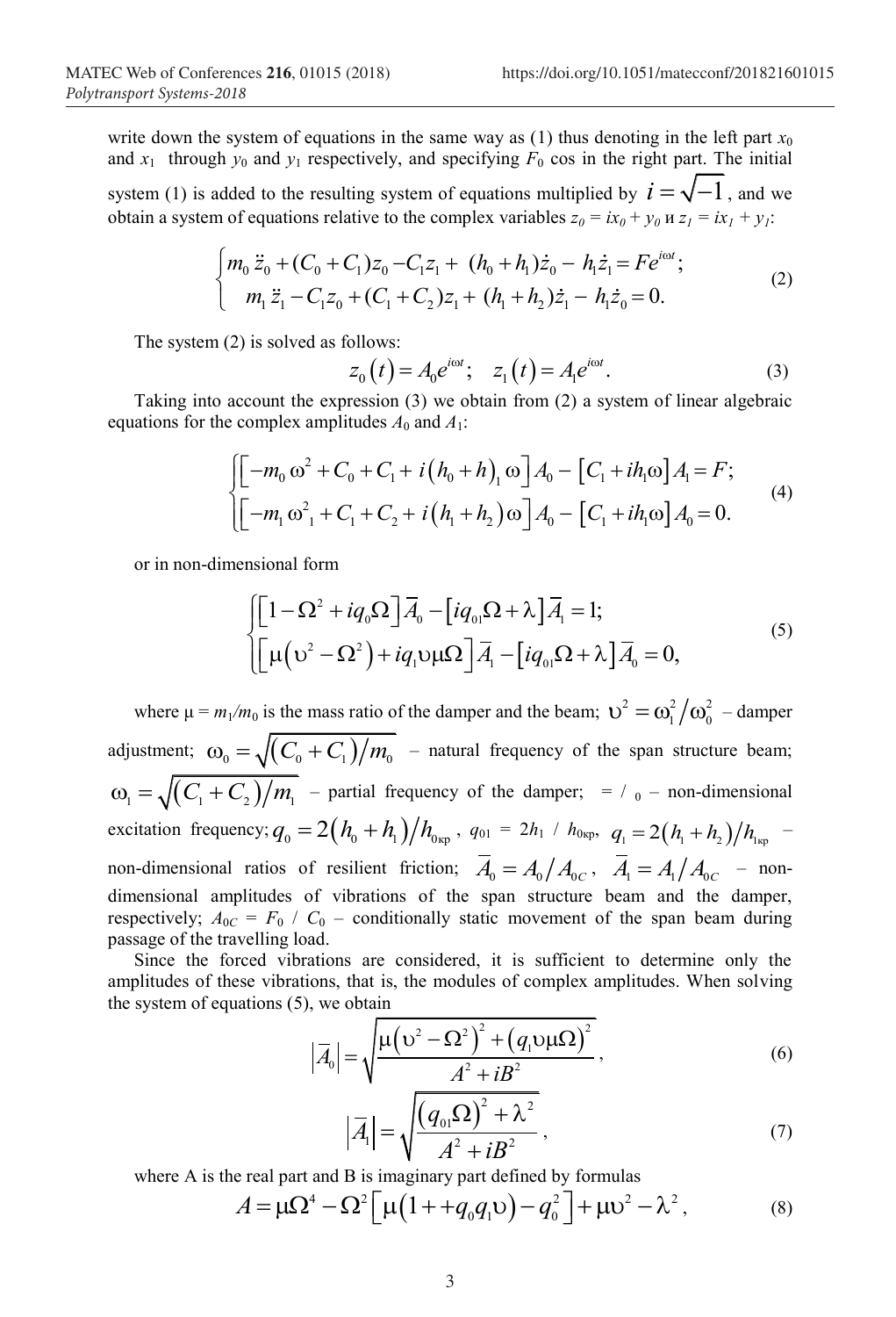write down the system of equations in the same way as (1) thus denoting in the left part $x_0$ and $x_1$ through $y_0$ and $y_1$ respectively, and specifying $F_0$ cos in the right part. The initial system (1) is added to the resulting system of equations multiplied by $i = \sqrt{-1}$, and we obtain a system of equations relative to the complex variables $z_0 = ix_0 + y_0$ и $z_1 = ix_1 + y_1$:

$$\begin{cases} m_0\,\ddot{z}_0 + (C_0 + C_1)z_0 - C_1 z_1 + (h_0 + h_1)\dot{z}_0 - h_1\dot{z}_1 = Fe^{i\omega t}; \\ m_1\,\ddot{z}_1 - C_1 z_0 + (C_1 + C_2)z_1 + (h_1 + h_2)\dot{z}_1 - h_1\dot{z}_0 = 0. \end{cases} \tag{2}$$

The system (2) is solved as follows:

$$z_0(t) = A_0 e^{i\omega t}; \quad z_1(t) = A_1 e^{i\omega t}. \tag{3}$$

Taking into account the expression (3) we obtain from (2) a system of linear algebraic equations for the complex amplitudes $A_0$ and $A_1$:

$$\begin{cases} \left[-m_0\,\omega^2 + C_0 + C_1 + i\left(h_0 + h\right)_1\omega\right]A_0 - \left[C_1 + ih_1\omega\right]A_1 = F; \\ \left[-m_1\,\omega^2{}_1 + C_1 + C_2 + i\left(h_1 + h_2\right)\omega\right]A_0 - \left[C_1 + ih_1\omega\right]A_0 = 0. \end{cases} \tag{4}$$

or in non-dimensional form

$$\begin{cases} \left[1 - \Omega^2 + iq_0\Omega\right]\overline{A}_0 - \left[iq_{01}\Omega + \lambda\right]\overline{A}_1 = 1; \\ \left[\mu\left(\upsilon^2 - \Omega^2\right) + iq_1\upsilon\mu\Omega\right]\overline{A}_1 - \left[iq_{01}\Omega + \lambda\right]\overline{A}_0 = 0, \end{cases} \tag{5}$$

where $\mu = m_1/m_0$ is the mass ratio of the damper and the beam; $\upsilon^2 = \omega_1^2/\omega_0^2$ – damper adjustment; $\omega_0 = \sqrt{(C_0 + C_1)/m_0}$ – natural frequency of the span structure beam; $\omega_1 = \sqrt{(C_1 + C_2)/m_1}$ – partial frequency of the damper; $= /\ _0$ – non-dimensional excitation frequency; $q_0 = 2\left(h_0 + h_1\right)/h_{0\text{кр}}$, $q_{01} = 2h_1 / h_{0\text{кр}}$, $q_1 = 2\left(h_1 + h_2\right)/h_{1\text{кр}}$ – non-dimensional ratios of resilient friction; $\overline{A}_0 = A_0/A_{0C}$, $\overline{A}_1 = A_1/A_{0C}$ – non-dimensional amplitudes of vibrations of the span structure beam and the damper, respectively; $A_{0C} = F_0 / C_0$ – conditionally static movement of the span beam during passage of the travelling load.

Since the forced vibrations are considered, it is sufficient to determine only the amplitudes of these vibrations, that is, the modules of complex amplitudes. When solving the system of equations (5), we obtain

$$\left|\overline{A}_0\right| = \sqrt{\frac{\mu\left(\upsilon^2 - \Omega^2\right)^2 + \left(q_1\upsilon\mu\Omega\right)^2}{A^2 + iB^2}}, \tag{6}$$

$$\left|\overline{A}_1\right| = \sqrt{\frac{\left(q_{01}\Omega\right)^2 + \lambda^2}{A^2 + iB^2}}, \tag{7}$$

where A is the real part and B is imaginary part defined by formulas

$$A = \mu\Omega^4 - \Omega^2\left[\mu\left(1 + +q_0 q_1\upsilon\right) - q_0^2\right] + \mu\upsilon^2 - \lambda^2, \tag{8}$$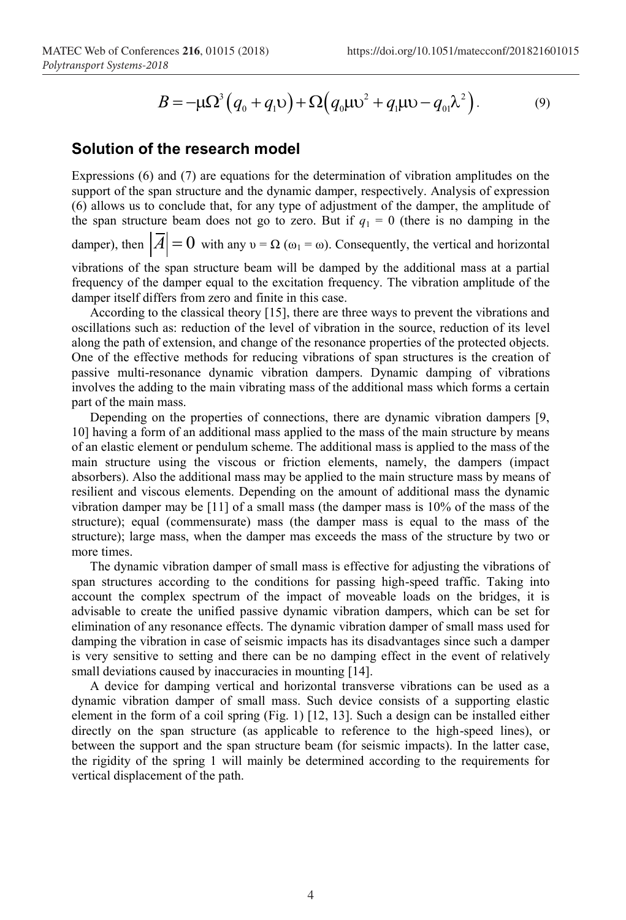$$B = -\mu\Omega^3\left(q_0 + q_1\upsilon\right) + \Omega\left(q_0\mu\upsilon^2 + q_1\mu\upsilon - q_{01}\lambda^2\right). \tag{9}$$

## Solution of the research model

Expressions (6) and (7) are equations for the determination of vibration amplitudes on the support of the span structure and the dynamic damper, respectively. Analysis of expression (6) allows us to conclude that, for any type of adjustment of the damper, the amplitude of the span structure beam does not go to zero. But if $q_1 = 0$ (there is no damping in the damper), then $\left|\overline{A}\right| = 0$ with any $\upsilon = \Omega$ ($\omega_1 = \omega$). Consequently, the vertical and horizontal vibrations of the span structure beam will be damped by the additional mass at a partial frequency of the damper equal to the excitation frequency. The vibration amplitude of the damper itself differs from zero and finite in this case.

According to the classical theory [15], there are three ways to prevent the vibrations and oscillations such as: reduction of the level of vibration in the source, reduction of its level along the path of extension, and change of the resonance properties of the protected objects. One of the effective methods for reducing vibrations of span structures is the creation of passive multi-resonance dynamic vibration dampers. Dynamic damping of vibrations involves the adding to the main vibrating mass of the additional mass which forms a certain part of the main mass.

Depending on the properties of connections, there are dynamic vibration dampers [9, 10] having a form of an additional mass applied to the mass of the main structure by means of an elastic element or pendulum scheme. The additional mass is applied to the mass of the main structure using the viscous or friction elements, namely, the dampers (impact absorbers). Also the additional mass may be applied to the main structure mass by means of resilient and viscous elements. Depending on the amount of additional mass the dynamic vibration damper may be [11] of a small mass (the damper mass is 10% of the mass of the structure); equal (commensurate) mass (the damper mass is equal to the mass of the structure); large mass, when the damper mas exceeds the mass of the structure by two or more times.

The dynamic vibration damper of small mass is effective for adjusting the vibrations of span structures according to the conditions for passing high-speed traffic. Taking into account the complex spectrum of the impact of moveable loads on the bridges, it is advisable to create the unified passive dynamic vibration dampers, which can be set for elimination of any resonance effects. The dynamic vibration damper of small mass used for damping the vibration in case of seismic impacts has its disadvantages since such a damper is very sensitive to setting and there can be no damping effect in the event of relatively small deviations caused by inaccuracies in mounting [14].

A device for damping vertical and horizontal transverse vibrations can be used as a dynamic vibration damper of small mass. Such device consists of a supporting elastic element in the form of a coil spring (Fig. 1) [12, 13]. Such a design can be installed either directly on the span structure (as applicable to reference to the high-speed lines), or between the support and the span structure beam (for seismic impacts). In the latter case, the rigidity of the spring 1 will mainly be determined according to the requirements for vertical displacement of the path.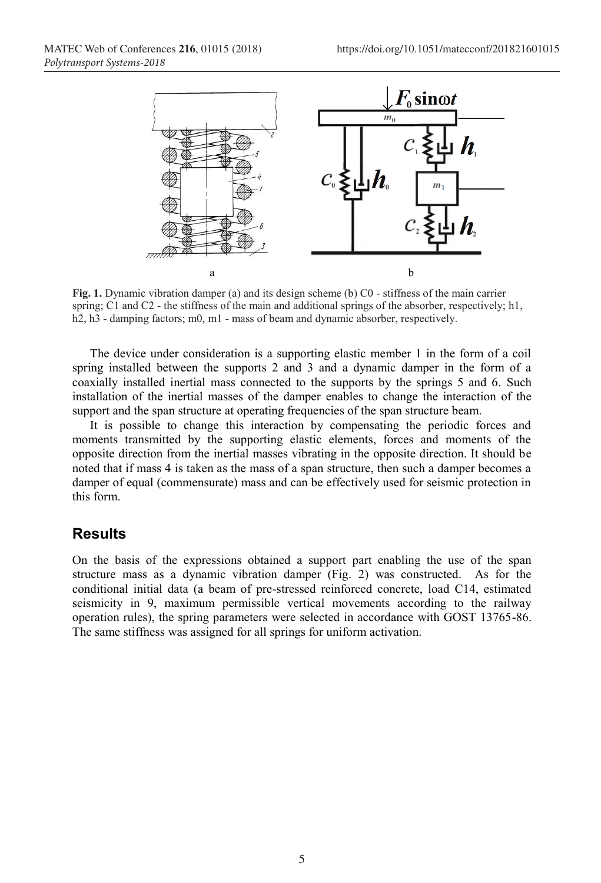a b

**Fig. 1.** Dynamic vibration damper (a) and its design scheme (b) C0 - stiffness of the main carrier spring; C1 and C2 - the stiffness of the main and additional springs of the absorber, respectively; h1, h2, h3 - damping factors; m0, m1 - mass of beam and dynamic absorber, respectively.

The device under consideration is a supporting elastic member 1 in the form of a coil spring installed between the supports 2 and 3 and a dynamic damper in the form of a coaxially installed inertial mass connected to the supports by the springs 5 and 6. Such installation of the inertial masses of the damper enables to change the interaction of the support and the span structure at operating frequencies of the span structure beam.

It is possible to change this interaction by compensating the periodic forces and moments transmitted by the supporting elastic elements, forces and moments of the opposite direction from the inertial masses vibrating in the opposite direction. It should be noted that if mass 4 is taken as the mass of a span structure, then such a damper becomes a damper of equal (commensurate) mass and can be effectively used for seismic protection in this form.

## Results

On the basis of the expressions obtained a support part enabling the use of the span structure mass as a dynamic vibration damper (Fig. 2) was constructed. As for the conditional initial data (a beam of pre-stressed reinforced concrete, load C14, estimated seismicity in 9, maximum permissible vertical movements according to the railway operation rules), the spring parameters were selected in accordance with GOST 13765-86. The same stiffness was assigned for all springs for uniform activation.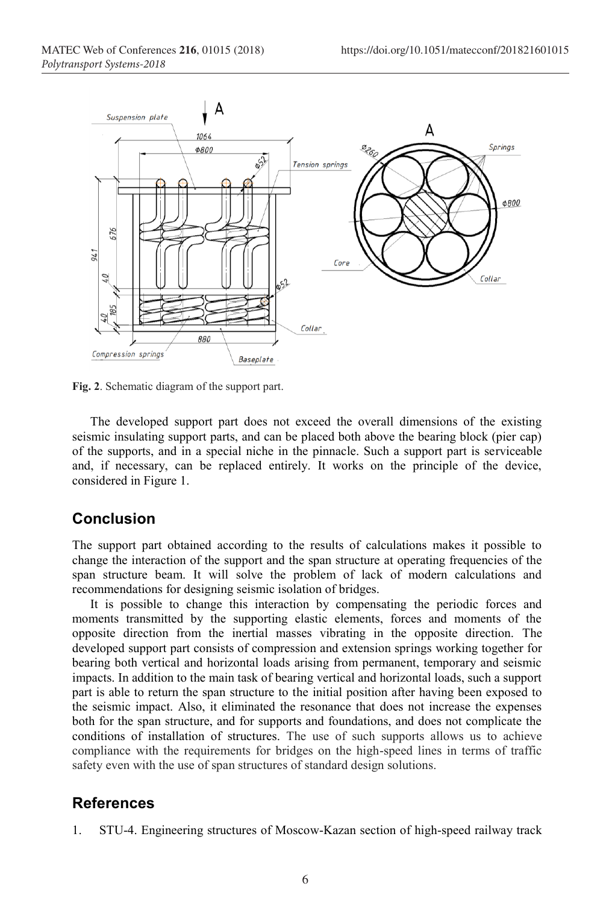Suspension plate

A

1064

Φ800

Φ52

Tension springs

941

676

40

185

40

Φ52

Collar

880

Compression springs

Baseplate

A

Φ260

Springs

Φ800

Core

Collar

**Fig. 2**. Schematic diagram of the support part.

The developed support part does not exceed the overall dimensions of the existing seismic insulating support parts, and can be placed both above the bearing block (pier cap) of the supports, and in a special niche in the pinnacle. Such a support part is serviceable and, if necessary, can be replaced entirely. It works on the principle of the device, considered in Figure 1.

## Conclusion

The support part obtained according to the results of calculations makes it possible to change the interaction of the support and the span structure at operating frequencies of the span structure beam. It will solve the problem of lack of modern calculations and recommendations for designing seismic isolation of bridges.

It is possible to change this interaction by compensating the periodic forces and moments transmitted by the supporting elastic elements, forces and moments of the opposite direction from the inertial masses vibrating in the opposite direction. The developed support part consists of compression and extension springs working together for bearing both vertical and horizontal loads arising from permanent, temporary and seismic impacts. In addition to the main task of bearing vertical and horizontal loads, such a support part is able to return the span structure to the initial position after having been exposed to the seismic impact. Also, it eliminated the resonance that does not increase the expenses both for the span structure, and for supports and foundations, and does not complicate the conditions of installation of structures. The use of such supports allows us to achieve compliance with the requirements for bridges on the high-speed lines in terms of traffic safety even with the use of span structures of standard design solutions.

## References

1. STU-4. Engineering structures of Moscow-Kazan section of high-speed railway track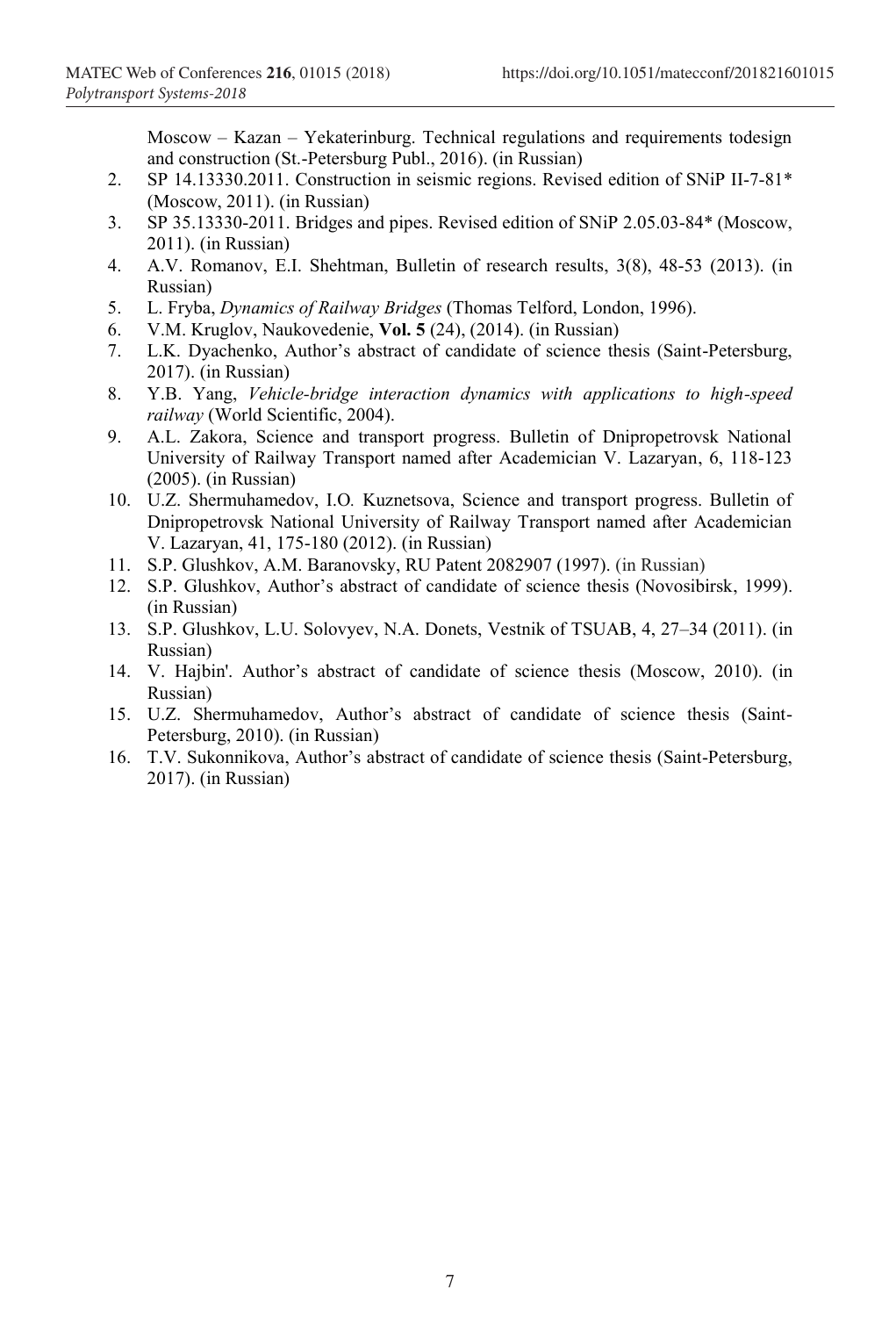Moscow – Kazan – Yekaterinburg. Technical regulations and requirements todesign and construction (St.-Petersburg Publ., 2016). (in Russian)

2. SP 14.13330.2011. Construction in seismic regions. Revised edition of SNiP II-7-81* (Moscow, 2011). (in Russian)
3. SP 35.13330-2011. Bridges and pipes. Revised edition of SNiP 2.05.03-84* (Moscow, 2011). (in Russian)
4. A.V. Romanov, E.I. Shehtman, Bulletin of research results, 3(8), 48-53 (2013). (in Russian)
5. L. Fryba, *Dynamics of Railway Bridges* (Thomas Telford, London, 1996).
6. V.M. Kruglov, Naukovedenie, **Vol. 5** (24), (2014). (in Russian)
7. L.K. Dyachenko, Author's abstract of candidate of science thesis (Saint-Petersburg, 2017). (in Russian)
8. Y.B. Yang, *Vehicle-bridge interaction dynamics with applications to high-speed railway* (World Scientific, 2004).
9. A.L. Zakora, Science and transport progress. Bulletin of Dnipropetrovsk National University of Railway Transport named after Academician V. Lazaryan, 6, 118-123 (2005). (in Russian)
10. U.Z. Shermuhamedov, I.O. Kuznetsova, Science and transport progress. Bulletin of Dnipropetrovsk National University of Railway Transport named after Academician V. Lazaryan, 41, 175-180 (2012). (in Russian)
11. S.P. Glushkov, A.M. Baranovsky, RU Patent 2082907 (1997). (in Russian)
12. S.P. Glushkov, Author's abstract of candidate of science thesis (Novosibirsk, 1999). (in Russian)
13. S.P. Glushkov, L.U. Solovyev, N.A. Donets, Vestnik of TSUAB, 4, 27–34 (2011). (in Russian)
14. V. Hajbin'. Author's abstract of candidate of science thesis (Moscow, 2010). (in Russian)
15. U.Z. Shermuhamedov, Author's abstract of candidate of science thesis (Saint-Petersburg, 2010). (in Russian)
16. T.V. Sukonnikova, Author's abstract of candidate of science thesis (Saint-Petersburg, 2017). (in Russian)